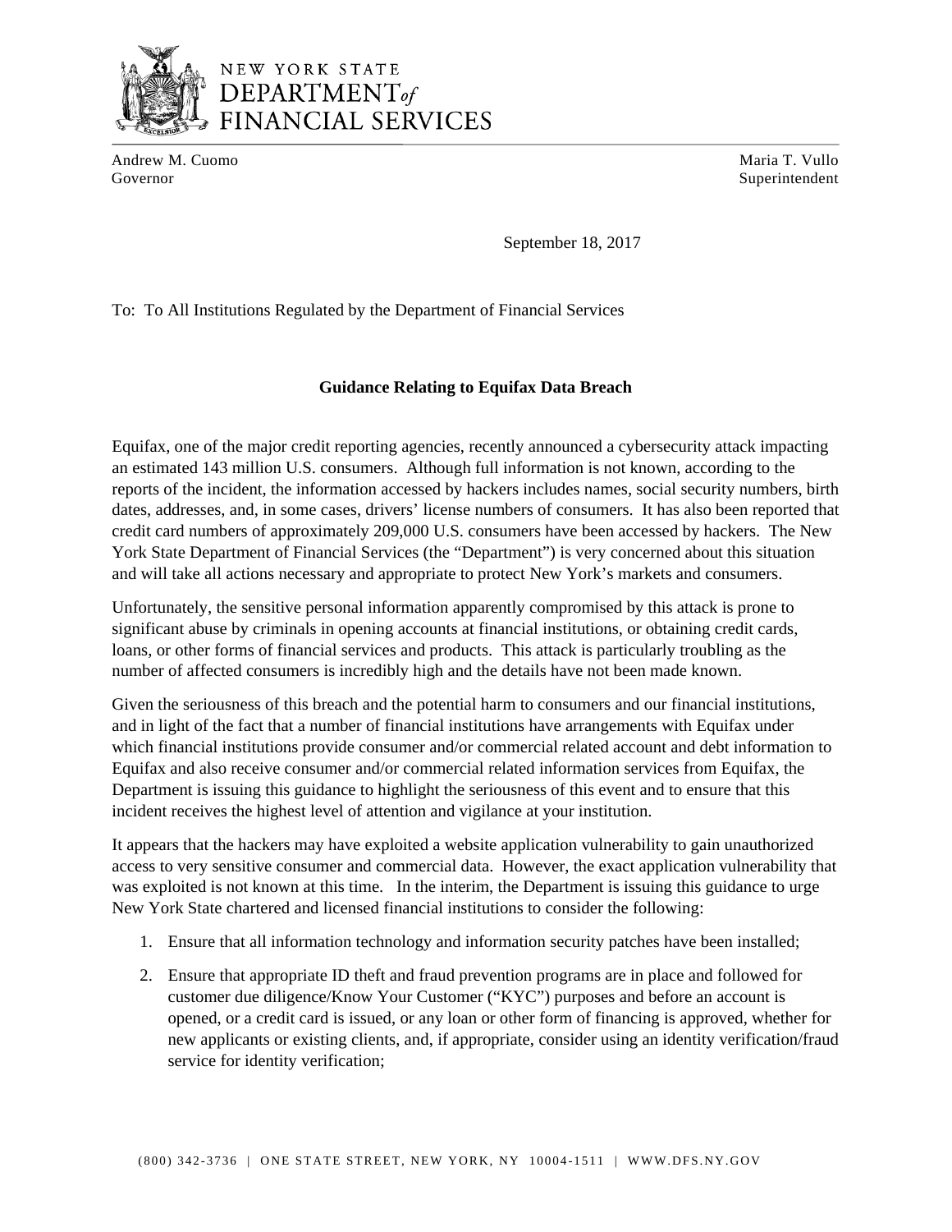NEW YORK STATE
DEPARTMENT *of*
FINANCIAL SERVICES

Andrew M. Cuomo
Governor

Maria T. Vullo
Superintendent

September 18, 2017

To: To All Institutions Regulated by the Department of Financial Services

**Guidance Relating to Equifax Data Breach**

Equifax, one of the major credit reporting agencies, recently announced a cybersecurity attack impacting an estimated 143 million U.S. consumers. Although full information is not known, according to the reports of the incident, the information accessed by hackers includes names, social security numbers, birth dates, addresses, and, in some cases, drivers' license numbers of consumers. It has also been reported that credit card numbers of approximately 209,000 U.S. consumers have been accessed by hackers. The New York State Department of Financial Services (the "Department") is very concerned about this situation and will take all actions necessary and appropriate to protect New York's markets and consumers.

Unfortunately, the sensitive personal information apparently compromised by this attack is prone to significant abuse by criminals in opening accounts at financial institutions, or obtaining credit cards, loans, or other forms of financial services and products. This attack is particularly troubling as the number of affected consumers is incredibly high and the details have not been made known.

Given the seriousness of this breach and the potential harm to consumers and our financial institutions, and in light of the fact that a number of financial institutions have arrangements with Equifax under which financial institutions provide consumer and/or commercial related account and debt information to Equifax and also receive consumer and/or commercial related information services from Equifax, the Department is issuing this guidance to highlight the seriousness of this event and to ensure that this incident receives the highest level of attention and vigilance at your institution.

It appears that the hackers may have exploited a website application vulnerability to gain unauthorized access to very sensitive consumer and commercial data. However, the exact application vulnerability that was exploited is not known at this time. In the interim, the Department is issuing this guidance to urge New York State chartered and licensed financial institutions to consider the following:

1. Ensure that all information technology and information security patches have been installed;
2. Ensure that appropriate ID theft and fraud prevention programs are in place and followed for customer due diligence/Know Your Customer ("KYC") purposes and before an account is opened, or a credit card is issued, or any loan or other form of financing is approved, whether for new applicants or existing clients, and, if appropriate, consider using an identity verification/fraud service for identity verification;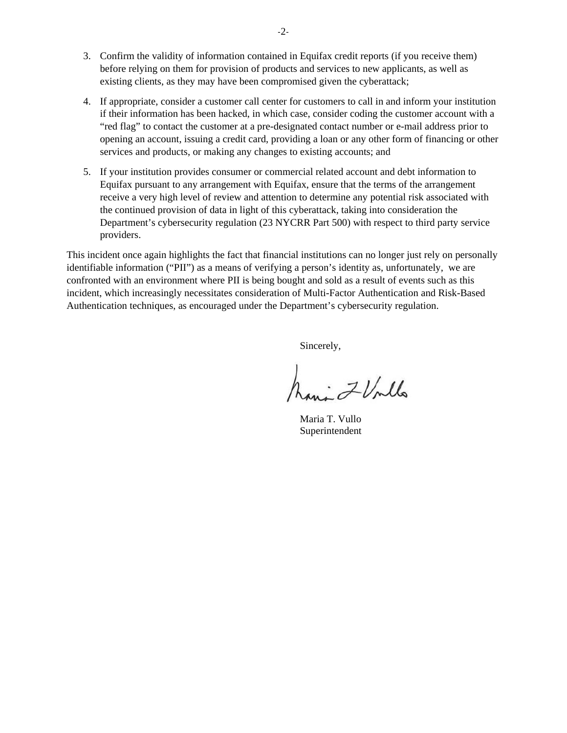3. Confirm the validity of information contained in Equifax credit reports (if you receive them) before relying on them for provision of products and services to new applicants, as well as existing clients, as they may have been compromised given the cyberattack;

4. If appropriate, consider a customer call center for customers to call in and inform your institution if their information has been hacked, in which case, consider coding the customer account with a "red flag" to contact the customer at a pre-designated contact number or e-mail address prior to opening an account, issuing a credit card, providing a loan or any other form of financing or other services and products, or making any changes to existing accounts; and

5. If your institution provides consumer or commercial related account and debt information to Equifax pursuant to any arrangement with Equifax, ensure that the terms of the arrangement receive a very high level of review and attention to determine any potential risk associated with the continued provision of data in light of this cyberattack, taking into consideration the Department's cybersecurity regulation (23 NYCRR Part 500) with respect to third party service providers.

This incident once again highlights the fact that financial institutions can no longer just rely on personally identifiable information ("PII") as a means of verifying a person's identity as, unfortunately, we are confronted with an environment where PII is being bought and sold as a result of events such as this incident, which increasingly necessitates consideration of Multi-Factor Authentication and Risk-Based Authentication techniques, as encouraged under the Department's cybersecurity regulation.

Sincerely,

Maria T. Vullo
Superintendent